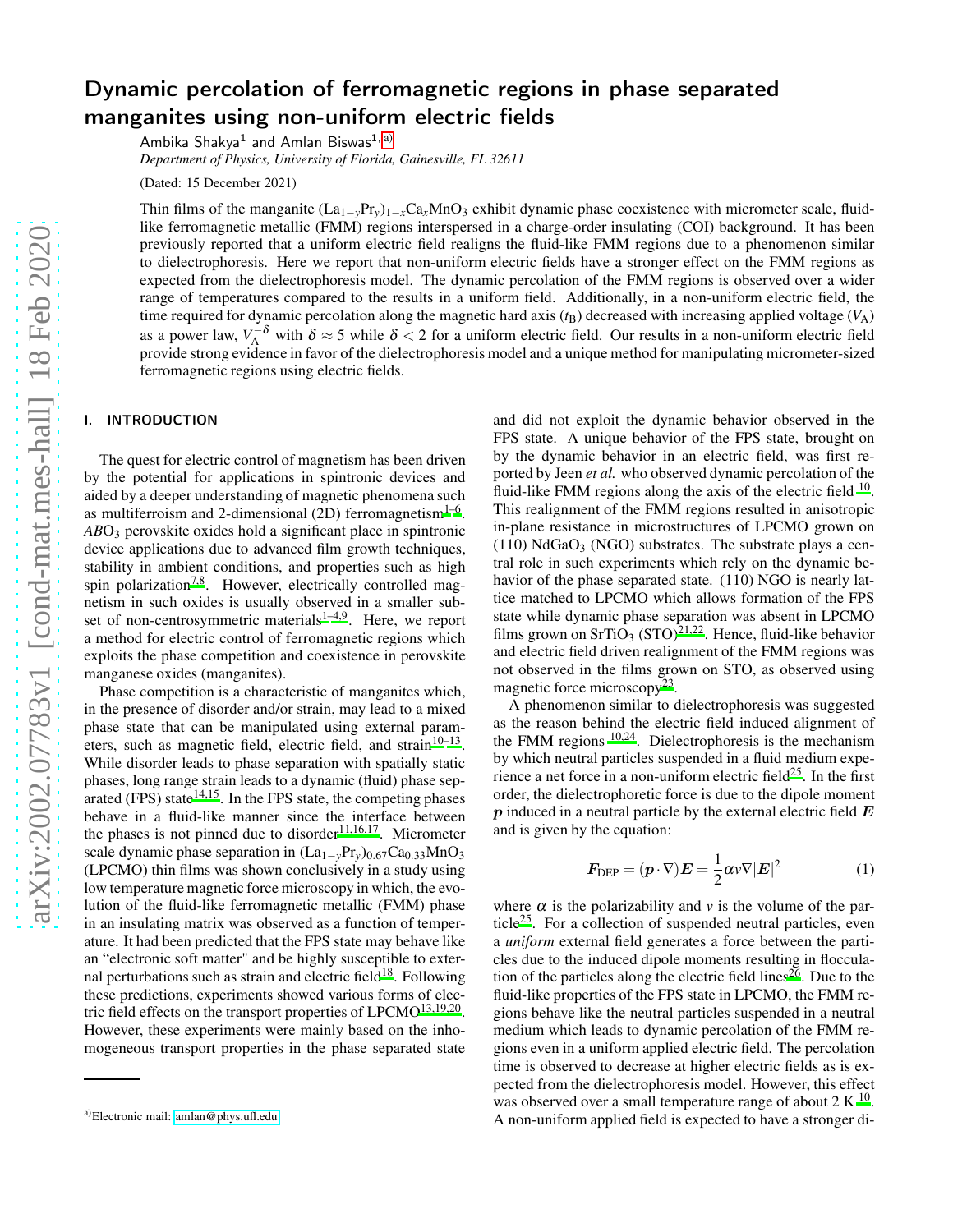# Dynamic percolation of ferromagnetic regions in phase separated manganites using non-uniform electric fields

Ambika Shakya[1] and Amlan Biswas[1, a)]

*Department of Physics, University of Florida, Gainesville, FL 32611*

(Dated: 15 December 2021)

Thin films of the manganite $(La_{1-y}Pr_y)_{1-x}Ca_xMnO_3$ exhibit dynamic phase coexistence with micrometer scale, fluid-like ferromagnetic metallic (FMM) regions interspersed in a charge-order insulating (COI) background. It has been previously reported that a uniform electric field realigns the fluid-like FMM regions due to a phenomenon similar to dielectrophoresis. Here we report that non-uniform electric fields have a stronger effect on the FMM regions as expected from the dielectrophoresis model. The dynamic percolation of the FMM regions is observed over a wider range of temperatures compared to the results in a uniform field. Additionally, in a non-uniform electric field, the time required for dynamic percolation along the magnetic hard axis ($t_B$) decreased with increasing applied voltage ($V_A$) as a power law, $V_A^{-\delta}$ with $\delta \approx 5$ while $\delta < 2$ for a uniform electric field. Our results in a non-uniform electric field provide strong evidence in favor of the dielectrophoresis model and a unique method for manipulating micrometer-sized ferromagnetic regions using electric fields.

## I. INTRODUCTION

The quest for electric control of magnetism has been driven by the potential for applications in spintronic devices and aided by a deeper understanding of magnetic phenomena such as multiferroism and 2-dimensional (2D) ferromagnetism[1–6]. $ABO_3$ perovskite oxides hold a significant place in spintronic device applications due to advanced film growth techniques, stability in ambient conditions, and properties such as high spin polarization[7,8]. However, electrically controlled magnetism in such oxides is usually observed in a smaller subset of non-centrosymmetric materials[1–4,9]. Here, we report a method for electric control of ferromagnetic regions which exploits the phase competition and coexistence in perovskite manganese oxides (manganites).

Phase competition is a characteristic of manganites which, in the presence of disorder and/or strain, may lead to a mixed phase state that can be manipulated using external parameters, such as magnetic field, electric field, and strain[10–13]. While disorder leads to phase separation with spatially static phases, long range strain leads to a dynamic (fluid) phase separated (FPS) state[14,15]. In the FPS state, the competing phases behave in a fluid-like manner since the interface between the phases is not pinned due to disorder[11,16,17]. Micrometer scale dynamic phase separation in $(La_{1-y}Pr_y)_{0.67}Ca_{0.33}MnO_3$ (LPCMO) thin films was shown conclusively in a study using low temperature magnetic force microscopy in which, the evolution of the fluid-like ferromagnetic metallic (FMM) phase in an insulating matrix was observed as a function of temperature. It had been predicted that the FPS state may behave like an "electronic soft matter" and be highly susceptible to external perturbations such as strain and electric field[18]. Following these predictions, experiments showed various forms of electric field effects on the transport properties of LPCMO[13,19,20]. However, these experiments were mainly based on the inhomogeneous transport properties in the phase separated state and did not exploit the dynamic behavior observed in the FPS state. A unique behavior of the FPS state, brought on by the dynamic behavior in an electric field, was first reported by Jeen *et al.* who observed dynamic percolation of the fluid-like FMM regions along the axis of the electric field [10]. This realignment of the FMM regions resulted in anisotropic in-plane resistance in microstructures of LPCMO grown on (110) $NdGaO_3$ (NGO) substrates. The substrate plays a central role in such experiments which rely on the dynamic behavior of the phase separated state. (110) NGO is nearly lattice matched to LPCMO which allows formation of the FPS state while dynamic phase separation was absent in LPCMO films grown on $SrTiO_3$ (STO)[21,22]. Hence, fluid-like behavior and electric field driven realignment of the FMM regions was not observed in the films grown on STO, as observed using magnetic force microscopy[23].

A phenomenon similar to dielectrophoresis was suggested as the reason behind the electric field induced alignment of the FMM regions [10,24]. Dielectrophoresis is the mechanism by which neutral particles suspended in a fluid medium experience a net force in a non-uniform electric field[25]. In the first order, the dielectrophoretic force is due to the dipole moment $\boldsymbol{p}$ induced in a neutral particle by the external electric field $\boldsymbol{E}$ and is given by the equation:

$$\boldsymbol{F}_{\rm DEP} = (\boldsymbol{p} \cdot \nabla)\boldsymbol{E} = \frac{1}{2}\alpha v \nabla |\boldsymbol{E}|^2 \tag{1}$$

where $\alpha$ is the polarizability and $v$ is the volume of the particle[25]. For a collection of suspended neutral particles, even a *uniform* external field generates a force between the particles due to the induced dipole moments resulting in flocculation of the particles along the electric field lines[26]. Due to the fluid-like properties of the FPS state in LPCMO, the FMM regions behave like the neutral particles suspended in a neutral medium which leads to dynamic percolation of the FMM regions even in a uniform applied electric field. The percolation time is observed to decrease at higher electric fields as is expected from the dielectrophoresis model. However, this effect was observed over a small temperature range of about 2 K [10]. A non-uniform applied field is expected to have a stronger di-

a)Electronic mail: amlan@phys.ufl.edu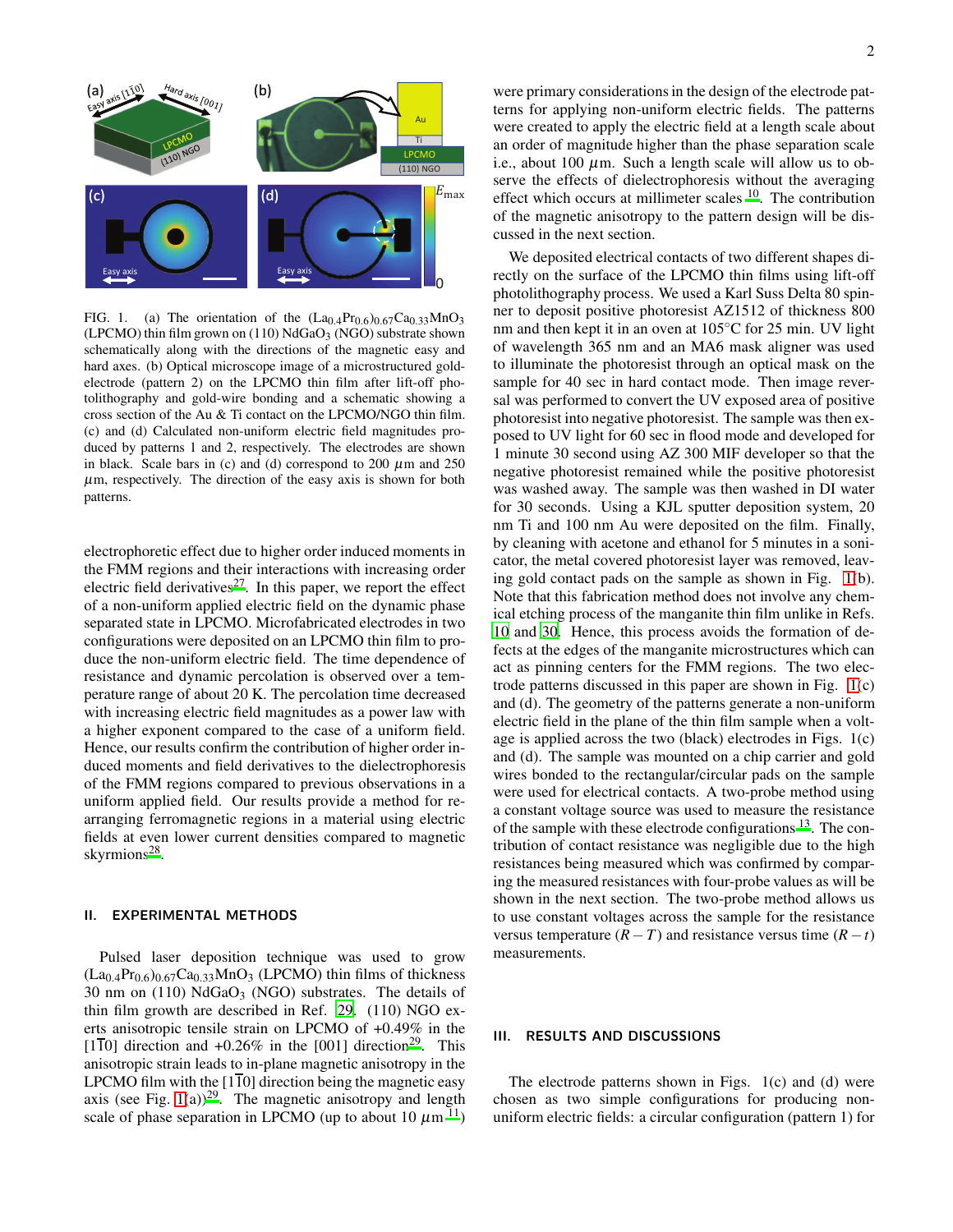FIG. 1. (a) The orientation of the $(La_{0.4}Pr_{0.6})_{0.67}Ca_{0.33}MnO_3$ (LPCMO) thin film grown on (110) $NdGaO_3$ (NGO) substrate shown schematically along with the directions of the magnetic easy and hard axes. (b) Optical microscope image of a microstructured gold-electrode (pattern 2) on the LPCMO thin film after lift-off photolithography and gold-wire bonding and a schematic showing a cross section of the Au & Ti contact on the LPCMO/NGO thin film. (c) and (d) Calculated non-uniform electric field magnitudes produced by patterns 1 and 2, respectively. The electrodes are shown in black. Scale bars in (c) and (d) correspond to 200 $\mu$m and 250 $\mu$m, respectively. The direction of the easy axis is shown for both patterns.

electrophoretic effect due to higher order induced moments in the FMM regions and their interactions with increasing order electric field derivatives[27]. In this paper, we report the effect of a non-uniform applied electric field on the dynamic phase separated state in LPCMO. Microfabricated electrodes in two configurations were deposited on an LPCMO thin film to produce the non-uniform electric field. The time dependence of resistance and dynamic percolation is observed over a temperature range of about 20 K. The percolation time decreased with increasing electric field magnitudes as a power law with a higher exponent compared to the case of a uniform field. Hence, our results confirm the contribution of higher order induced moments and field derivatives to the dielectrophoresis of the FMM regions compared to previous observations in a uniform applied field. Our results provide a method for rearranging ferromagnetic regions in a material using electric fields at even lower current densities compared to magnetic skyrmions[28].

## II. EXPERIMENTAL METHODS

Pulsed laser deposition technique was used to grow $(La_{0.4}Pr_{0.6})_{0.67}Ca_{0.33}MnO_3$ (LPCMO) thin films of thickness 30 nm on (110) $NdGaO_3$ (NGO) substrates. The details of thin film growth are described in Ref. [29]. (110) NGO exerts anisotropic tensile strain on LPCMO of +0.49% in the $[1\bar{1}0]$ direction and +0.26% in the [001] direction[29]. This anisotropic strain leads to in-plane magnetic anisotropy in the LPCMO film with the $[1\bar{1}0]$ direction being the magnetic easy axis (see Fig. 1(a))[29]. The magnetic anisotropy and length scale of phase separation in LPCMO (up to about 10 $\mu$m[11]) were primary considerations in the design of the electrode patterns for applying non-uniform electric fields. The patterns were created to apply the electric field at a length scale about an order of magnitude higher than the phase separation scale i.e., about 100 $\mu$m. Such a length scale will allow us to observe the effects of dielectrophoresis without the averaging effect which occurs at millimeter scales[10]. The contribution of the magnetic anisotropy to the pattern design will be discussed in the next section.

We deposited electrical contacts of two different shapes directly on the surface of the LPCMO thin films using lift-off photolithography process. We used a Karl Suss Delta 80 spinner to deposit positive photoresist AZ1512 of thickness 800 nm and then kept it in an oven at 105°C for 25 min. UV light of wavelength 365 nm and an MA6 mask aligner was used to illuminate the photoresist through an optical mask on the sample for 40 sec in hard contact mode. Then image reversal was performed to convert the UV exposed area of positive photoresist into negative photoresist. The sample was then exposed to UV light for 60 sec in flood mode and developed for 1 minute 30 second using AZ 300 MIF developer so that the negative photoresist remained while the positive photoresist was washed away. The sample was then washed in DI water for 30 seconds. Using a KJL sputter deposition system, 20 nm Ti and 100 nm Au were deposited on the film. Finally, by cleaning with acetone and ethanol for 5 minutes in a sonicator, the metal covered photoresist layer was removed, leaving gold contact pads on the sample as shown in Fig. 1(b). Note that this fabrication method does not involve any chemical etching process of the manganite thin film unlike in Refs. 10 and 30. Hence, this process avoids the formation of defects at the edges of the manganite microstructures which can act as pinning centers for the FMM regions. The two electrode patterns discussed in this paper are shown in Fig. 1(c) and (d). The geometry of the patterns generate a non-uniform electric field in the plane of the thin film sample when a voltage is applied across the two (black) electrodes in Figs. 1(c) and (d). The sample was mounted on a chip carrier and gold wires bonded to the rectangular/circular pads on the sample were used for electrical contacts. A two-probe method using a constant voltage source was used to measure the resistance of the sample with these electrode configurations[13]. The contribution of contact resistance was negligible due to the high resistances being measured which was confirmed by comparing the measured resistances with four-probe values as will be shown in the next section. The two-probe method allows us to use constant voltages across the sample for the resistance versus temperature ($R-T$) and resistance versus time ($R-t$) measurements.

## III. RESULTS AND DISCUSSIONS

The electrode patterns shown in Figs. 1(c) and (d) were chosen as two simple configurations for producing non-uniform electric fields: a circular configuration (pattern 1) for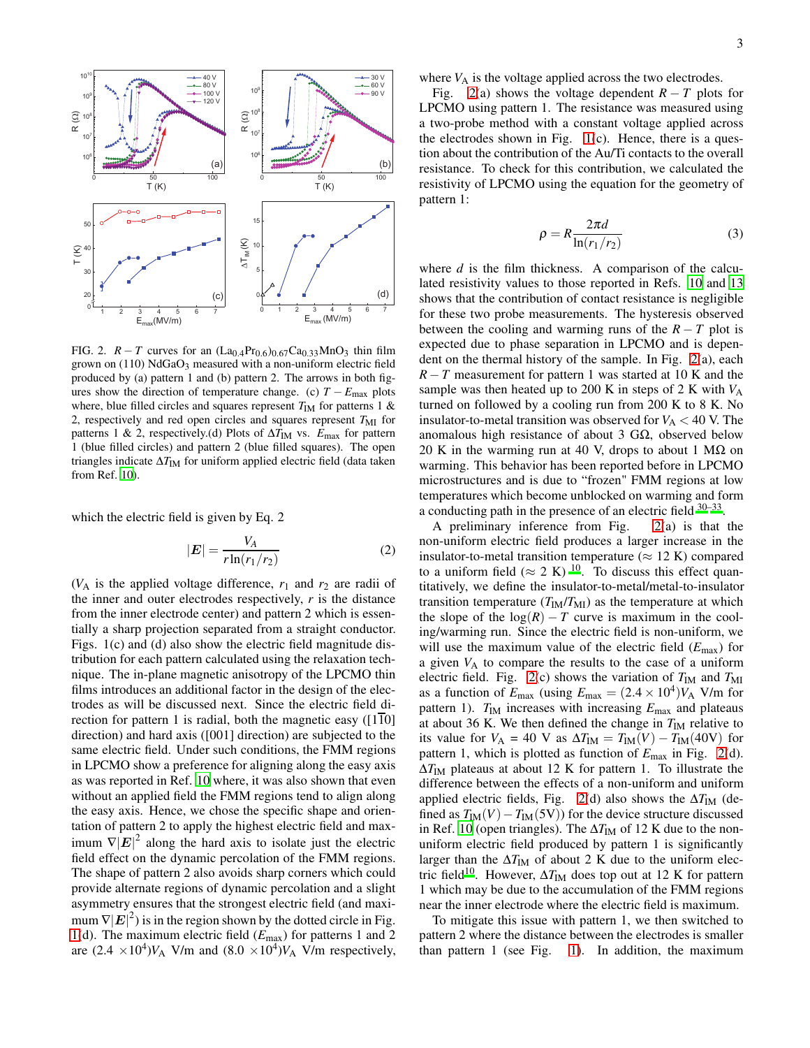FIG. 2. $R-T$ curves for an $(La_{0.4}Pr_{0.6})_{0.67}Ca_{0.33}MnO_3$ thin film grown on (110) $NdGaO_3$ measured with a non-uniform electric field produced by (a) pattern 1 and (b) pattern 2. The arrows in both figures show the direction of temperature change. (c) $T-E_{max}$ plots where, blue filled circles and squares represent $T_{IM}$ for patterns 1 & 2, respectively and red open circles and squares represent $T_{MI}$ for patterns 1 & 2, respectively.(d) Plots of $\Delta T_{IM}$ vs. $E_{max}$ for pattern 1 (blue filled circles) and pattern 2 (blue filled squares). The open triangles indicate $\Delta T_{IM}$ for uniform applied electric field (data taken from Ref. 10).

which the electric field is given by Eq. 2

$$|\boldsymbol{E}| = \frac{V_A}{r\ln(r_1/r_2)} \tag{2}$$

($V_A$ is the applied voltage difference, $r_1$ and $r_2$ are radii of the inner and outer electrodes respectively, $r$ is the distance from the inner electrode center) and pattern 2 which is essentially a sharp projection separated from a straight conductor. Figs. 1(c) and (d) also show the electric field magnitude distribution for each pattern calculated using the relaxation technique. The in-plane magnetic anisotropy of the LPCMO thin films introduces an additional factor in the design of the electrodes as will be discussed next. Since the electric field direction for pattern 1 is radial, both the magnetic easy ([1$\bar{1}$0] direction) and hard axis ([001] direction) are subjected to the same electric field. Under such conditions, the FMM regions in LPCMO show a preference for aligning along the easy axis as was reported in Ref. 10 where, it was also shown that even without an applied field the FMM regions tend to align along the easy axis. Hence, we chose the specific shape and orientation of pattern 2 to apply the highest electric field and maximum $\nabla|\boldsymbol{E}|^2$ along the hard axis to isolate just the electric field effect on the dynamic percolation of the FMM regions. The shape of pattern 2 also avoids sharp corners which could provide alternate regions of dynamic percolation and a slight asymmetry ensures that the strongest electric field (and maximum $\nabla|\boldsymbol{E}|^2$) is in the region shown by the dotted circle in Fig. 1(d). The maximum electric field ($E_{max}$) for patterns 1 and 2 are $(2.4\times10^4)V_A$ V/m and $(8.0\times10^4)V_A$ V/m respectively, where $V_A$ is the voltage applied across the two electrodes.

Fig. 2(a) shows the voltage dependent $R-T$ plots for LPCMO using pattern 1. The resistance was measured using a two-probe method with a constant voltage applied across the electrodes shown in Fig. 1(c). Hence, there is a question about the contribution of the Au/Ti contacts to the overall resistance. To check for this contribution, we calculated the resistivity of LPCMO using the equation for the geometry of pattern 1:

$$\rho = R\frac{2\pi d}{\ln(r_1/r_2)} \tag{3}$$

where $d$ is the film thickness. A comparison of the calculated resistivity values to those reported in Refs. 10 and 13 shows that the contribution of contact resistance is negligible for these two probe measurements. The hysteresis observed between the cooling and warming runs of the $R-T$ plot is expected due to phase separation in LPCMO and is dependent on the thermal history of the sample. In Fig. 2(a), each $R-T$ measurement for pattern 1 was started at 10 K and the sample was then heated up to 200 K in steps of 2 K with $V_A$ turned on followed by a cooling run from 200 K to 8 K. No insulator-to-metal transition was observed for $V_A < 40$ V. The anomalous high resistance of about 3 GΩ, observed below 20 K in the warming run at 40 V, drops to about 1 MΩ on warming. This behavior has been reported before in LPCMO microstructures and is due to "frozen" FMM regions at low temperatures which become unblocked on warming and form a conducting path in the presence of an electric field[30–33].

A preliminary inference from Fig. 2(a) is that the non-uniform electric field produces a larger increase in the insulator-to-metal transition temperature (≈ 12 K) compared to a uniform field (≈ 2 K)[10]. To discuss this effect quantitatively, we define the insulator-to-metal/metal-to-insulator transition temperature ($T_{IM}/T_{MI}$) as the temperature at which the slope of the $\log(R)-T$ curve is maximum in the cooling/warming run. Since the electric field is non-uniform, we will use the maximum value of the electric field ($E_{max}$) for a given $V_A$ to compare the results to the case of a uniform electric field. Fig. 2(c) shows the variation of $T_{IM}$ and $T_{MI}$ as a function of $E_{max}$ (using $E_{max} = (2.4\times10^4)V_A$ V/m for pattern 1). $T_{IM}$ increases with increasing $E_{max}$ and plateaus at about 36 K. We then defined the change in $T_{IM}$ relative to its value for $V_A$ = 40 V as $\Delta T_{IM} = T_{IM}(V) - T_{IM}(40\text{V})$ for pattern 1, which is plotted as function of $E_{max}$ in Fig. 2(d). $\Delta T_{IM}$ plateaus at about 12 K for pattern 1. To illustrate the difference between the effects of a non-uniform and uniform applied electric fields, Fig. 2(d) also shows the $\Delta T_{IM}$ (defined as $T_{IM}(V) - T_{IM}(5\text{V})$) for the device structure discussed in Ref. 10 (open triangles). The $\Delta T_{IM}$ of 12 K due to the non-uniform electric field produced by pattern 1 is significantly larger than the $\Delta T_{IM}$ of about 2 K due to the uniform electric field[10]. However, $\Delta T_{IM}$ does top out at 12 K for pattern 1 which may be due to the accumulation of the FMM regions near the inner electrode where the electric field is maximum.

To mitigate this issue with pattern 1, we then switched to pattern 2 where the distance between the electrodes is smaller than pattern 1 (see Fig. 1). In addition, the maximum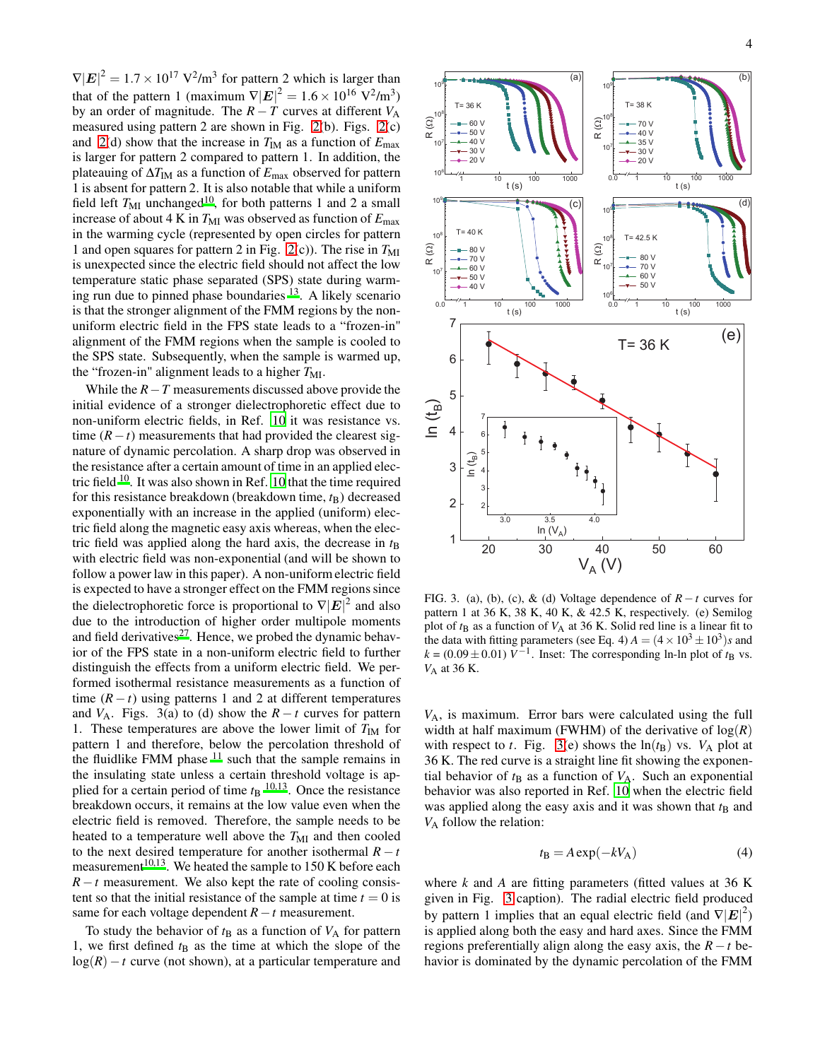$\nabla|\boldsymbol{E}|^2 = 1.7 \times 10^{17}$ V$^2$/m$^3$ for pattern 2 which is larger than that of the pattern 1 (maximum $\nabla|\boldsymbol{E}|^2 = 1.6 \times 10^{16}$ V$^2$/m$^3$) by an order of magnitude. The $R-T$ curves at different $V_A$ measured using pattern 2 are shown in Fig. 2(b). Figs. 2(c) and 2(d) show that the increase in $T_{MI}$ as a function of $E_{max}$ is larger for pattern 2 compared to pattern 1. In addition, the plateauing of $\Delta T_{MI}$ as a function of $E_{max}$ observed for pattern 1 is absent for pattern 2. It is also notable that while a uniform field left $T_{MI}$ unchanged[10], for both patterns 1 and 2 a small increase of about 4 K in $T_{MI}$ was observed as function of $E_{max}$ in the warming cycle (represented by open circles for pattern 1 and open squares for pattern 2 in Fig. 2(c)). The rise in $T_{MI}$ is unexpected since the electric field should not affect the low temperature static phase separated (SPS) state during warming run due to pinned phase boundaries[13]. A likely scenario is that the stronger alignment of the FMM regions by the non-uniform electric field in the FPS state leads to a "frozen-in" alignment of the FMM regions when the sample is cooled to the SPS state. Subsequently, when the sample is warmed up, the "frozen-in" alignment leads to a higher $T_{MI}$.

While the $R-T$ measurements discussed above provide the initial evidence of a stronger dielectrophoretic effect due to non-uniform electric fields, in Ref. 10 it was resistance vs. time $(R-t)$ measurements that had provided the clearest signature of dynamic percolation. A sharp drop was observed in the resistance after a certain amount of time in an applied electric field[10]. It was also shown in Ref. 10 that the time required for this resistance breakdown (breakdown time, $t_B$) decreased exponentially with an increase in the applied (uniform) electric field along the magnetic easy axis whereas, when the electric field was applied along the hard axis, the decrease in $t_B$ with electric field was non-exponential (and will be shown to follow a power law in this paper). A non-uniform electric field is expected to have a stronger effect on the FMM regions since the dielectrophoretic force is proportional to $\nabla|\boldsymbol{E}|^2$ and also due to the introduction of higher order multipole moments and field derivatives[27]. Hence, we probed the dynamic behavior of the FPS state in a non-uniform electric field to further distinguish the effects from a uniform electric field. We performed isothermal resistance measurements as a function of time $(R-t)$ using patterns 1 and 2 at different temperatures and $V_A$. Figs. 3(a) to (d) show the $R-t$ curves for pattern 1. These temperatures are above the lower limit of $T_{IM}$ for pattern 1 and therefore, below the percolation threshold of the fluidlike FMM phase[11] such that the sample remains in the insulating state unless a certain threshold voltage is applied for a certain period of time $t_B$[10,13]. Once the resistance breakdown occurs, it remains at the low value even when the electric field is removed. Therefore, the sample needs to be heated to a temperature well above the $T_{MI}$ and then cooled to the next desired temperature for another isothermal $R-t$ measurement[10,13]. We heated the sample to 150 K before each $R-t$ measurement. We also kept the rate of cooling consistent so that the initial resistance of the sample at time $t = 0$ is same for each voltage dependent $R-t$ measurement.

To study the behavior of $t_B$ as a function of $V_A$ for pattern 1, we first defined $t_B$ as the time at which the slope of the $\log(R)-t$ curve (not shown), at a particular temperature and $V_A$, is maximum. Error bars were calculated using the full width at half maximum (FWHM) of the derivative of $\log(R)$ with respect to $t$. Fig. 3(e) shows the $\ln(t_B)$ vs. $V_A$ plot at 36 K. The red curve is a straight line fit showing the exponential behavior of $t_B$ as a function of $V_A$. Such an exponential behavior was also reported in Ref. 10 when the electric field was applied along the easy axis and it was shown that $t_B$ and $V_A$ follow the relation:

$$t_B = A\exp(-kV_A) \tag{4}$$

where $k$ and $A$ are fitting parameters (fitted values at 36 K given in Fig. 3 caption). The radial electric field produced by pattern 1 implies that an equal electric field (and $\nabla|\boldsymbol{E}|^2$) is applied along both the easy and hard axes. Since the FMM regions preferentially align along the easy axis, the $R-t$ behavior is dominated by the dynamic percolation of the FMM

FIG. 3. (a), (b), (c), & (d) Voltage dependence of $R-t$ curves for pattern 1 at 36 K, 38 K, 40 K, & 42.5 K, respectively. (e) Semilog plot of $t_B$ as a function of $V_A$ at 36 K. Solid red line is a linear fit to the data with fitting parameters (see Eq. 4) $A = (4 \times 10^3 \pm 10^3)s$ and $k = (0.09 \pm 0.01)\ V^{-1}$. Inset: The corresponding ln-ln plot of $t_B$ vs. $V_A$ at 36 K.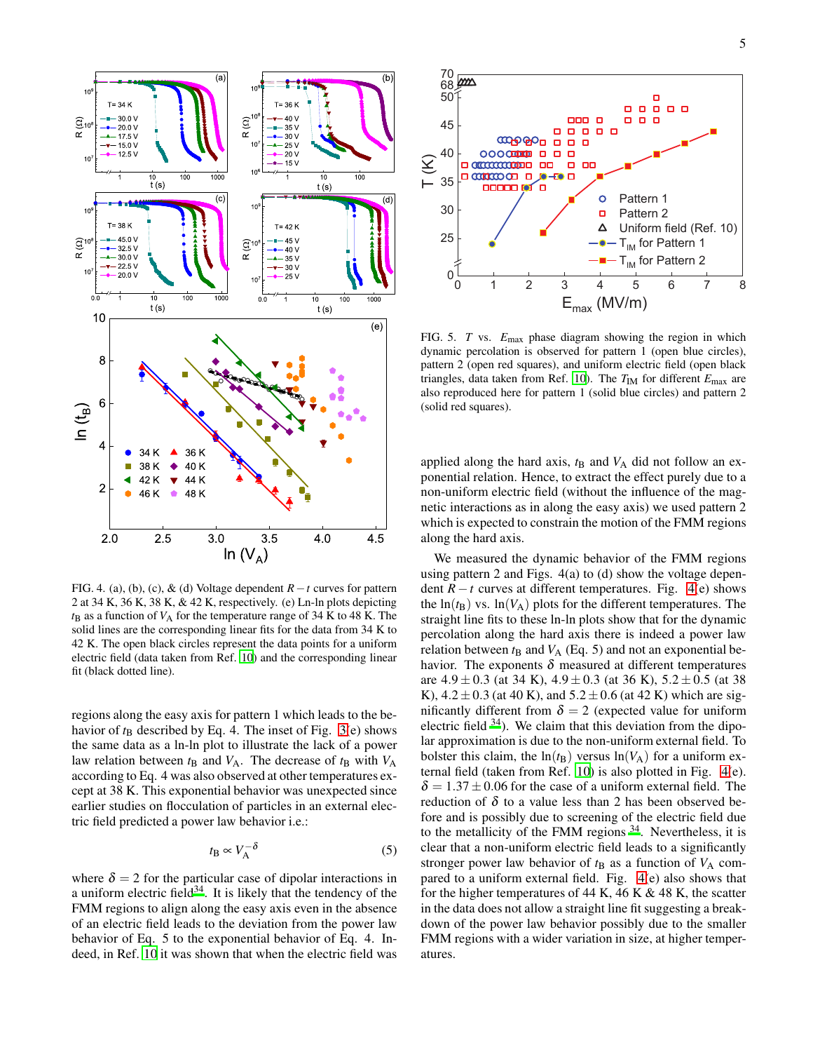FIG. 4. (a), (b), (c), & (d) Voltage dependent $R-t$ curves for pattern 2 at 34 K, 36 K, 38 K, & 42 K, respectively. (e) Ln-ln plots depicting $t_B$ as a function of $V_A$ for the temperature range of 34 K to 48 K. The solid lines are the corresponding linear fits for the data from 34 K to 42 K. The open black circles represent the data points for a uniform electric field (data taken from Ref. [10]) and the corresponding linear fit (black dotted line).

regions along the easy axis for pattern 1 which leads to the behavior of $t_B$ described by Eq. 4. The inset of Fig. 3(e) shows the same data as a ln-ln plot to illustrate the lack of a power law relation between $t_B$ and $V_A$. The decrease of $t_B$ with $V_A$ according to Eq. 4 was also observed at other temperatures except at 38 K. This exponential behavior was unexpected since earlier studies on flocculation of particles in an external electric field predicted a power law behavior i.e.:

$$t_B \propto V_A^{-\delta} \tag{5}$$

where $\delta = 2$ for the particular case of dipolar interactions in a uniform electric field[34]. It is likely that the tendency of the FMM regions to align along the easy axis even in the absence of an electric field leads to the deviation from the power law behavior of Eq. 5 to the exponential behavior of Eq. 4. Indeed, in Ref. [10] it was shown that when the electric field was applied along the hard axis, $t_B$ and $V_A$ did not follow an exponential relation. Hence, to extract the effect purely due to a non-uniform electric field (without the influence of the magnetic interactions as in along the easy axis) we used pattern 2 which is expected to constrain the motion of the FMM regions along the hard axis.

FIG. 5. $T$ vs. $E_{\mathrm{max}}$ phase diagram showing the region in which dynamic percolation is observed for pattern 1 (open blue circles), pattern 2 (open red squares), and uniform electric field (open black triangles, data taken from Ref. [10]). The $T_{\mathrm{IM}}$ for different $E_{\mathrm{max}}$ are also reproduced here for pattern 1 (solid blue circles) and pattern 2 (solid red squares).

We measured the dynamic behavior of the FMM regions using pattern 2 and Figs. 4(a) to (d) show the voltage dependent $R-t$ curves at different temperatures. Fig. 4(e) shows the $\ln(t_B)$ vs. $\ln(V_A)$ plots for the different temperatures. The straight line fits to these ln-ln plots show that for the dynamic percolation along the hard axis there is indeed a power law relation between $t_B$ and $V_A$ (Eq. 5) and not an exponential behavior. The exponents $\delta$ measured at different temperatures are $4.9 \pm 0.3$ (at 34 K), $4.9 \pm 0.3$ (at 36 K), $5.2 \pm 0.5$ (at 38 K), $4.2 \pm 0.3$ (at 40 K), and $5.2 \pm 0.6$ (at 42 K) which are significantly different from $\delta = 2$ (expected value for uniform electric field [34]). We claim that this deviation from the dipolar approximation is due to the non-uniform external field. To bolster this claim, the $\ln(t_B)$ versus $\ln(V_A)$ for a uniform external field (taken from Ref. [10]) is also plotted in Fig. 4(e). $\delta = 1.37 \pm 0.06$ for the case of a uniform external field. The reduction of $\delta$ to a value less than 2 has been observed before and is possibly due to screening of the electric field due to the metallicity of the FMM regions [34]. Nevertheless, it is clear that a non-uniform electric field leads to a significantly stronger power law behavior of $t_B$ as a function of $V_A$ compared to a uniform external field. Fig. 4(e) also shows that for the higher temperatures of 44 K, 46 K & 48 K, the scatter in the data does not allow a straight line fit suggesting a breakdown of the power law behavior possibly due to the smaller FMM regions with a wider variation in size, at higher temperatures.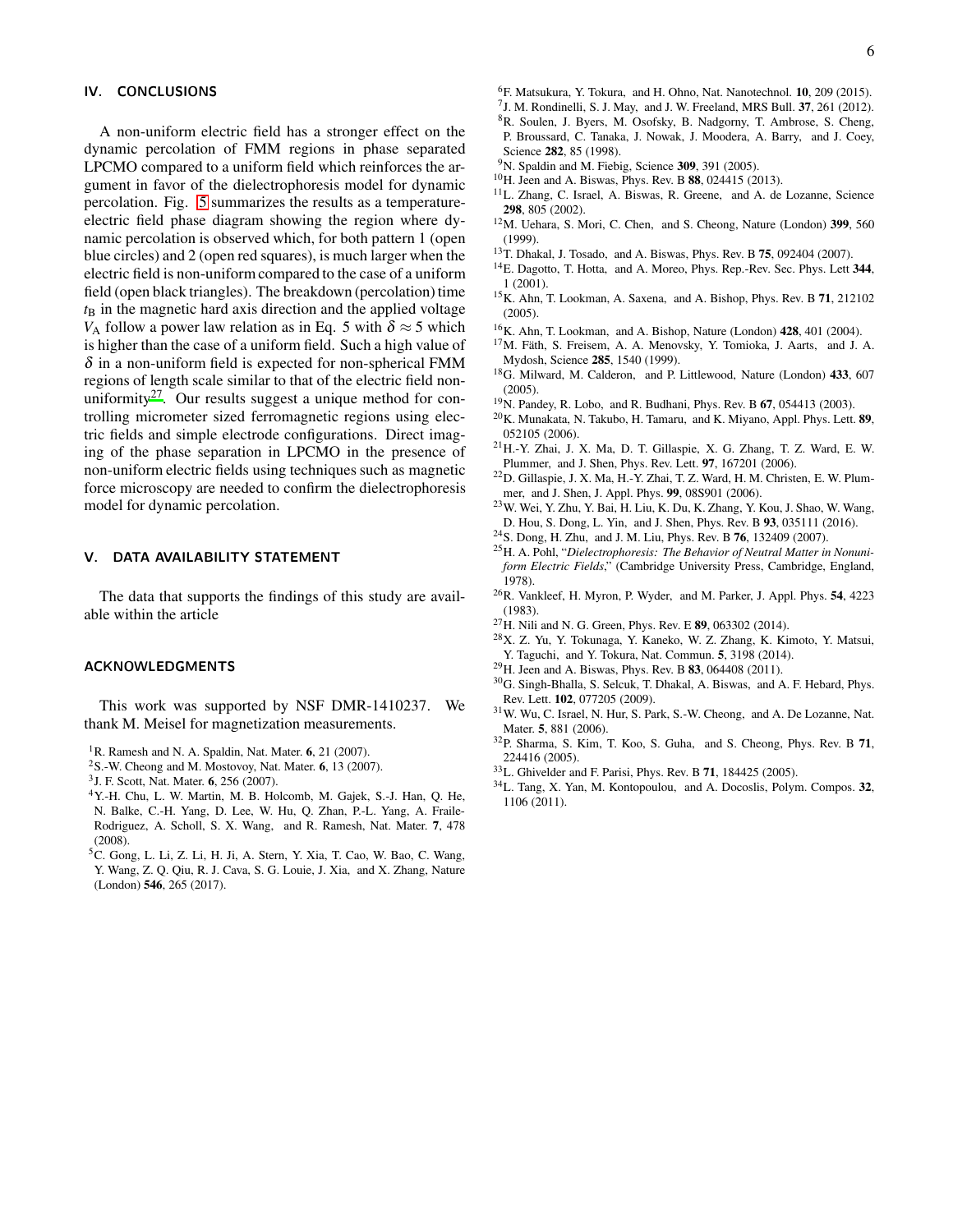## IV. CONCLUSIONS

A non-uniform electric field has a stronger effect on the dynamic percolation of FMM regions in phase separated LPCMO compared to a uniform field which reinforces the argument in favor of the dielectrophoresis model for dynamic percolation. Fig. 5 summarizes the results as a temperature-electric field phase diagram showing the region where dynamic percolation is observed which, for both pattern 1 (open blue circles) and 2 (open red squares), is much larger when the electric field is non-uniform compared to the case of a uniform field (open black triangles). The breakdown (percolation) time $t_{\mathrm{B}}$ in the magnetic hard axis direction and the applied voltage $V_{\mathrm{A}}$ follow a power law relation as in Eq. 5 with $\delta \approx 5$ which is higher than the case of a uniform field. Such a high value of $\delta$ in a non-uniform field is expected for non-spherical FMM regions of length scale similar to that of the electric field non-uniformity[27]. Our results suggest a unique method for controlling micrometer sized ferromagnetic regions using electric fields and simple electrode configurations. Direct imaging of the phase separation in LPCMO in the presence of non-uniform electric fields using techniques such as magnetic force microscopy are needed to confirm the dielectrophoresis model for dynamic percolation.

## V. DATA AVAILABILITY STATEMENT

The data that supports the findings of this study are available within the article

## ACKNOWLEDGMENTS

This work was supported by NSF DMR-1410237. We thank M. Meisel for magnetization measurements.

[1] R. Ramesh and N. A. Spaldin, Nat. Mater. **6**, 21 (2007).
[2] S.-W. Cheong and M. Mostovoy, Nat. Mater. **6**, 13 (2007).
[3] J. F. Scott, Nat. Mater. **6**, 256 (2007).
[4] Y.-H. Chu, L. W. Martin, M. B. Holcomb, M. Gajek, S.-J. Han, Q. He, N. Balke, C.-H. Yang, D. Lee, W. Hu, Q. Zhan, P.-L. Yang, A. Fraile-Rodriguez, A. Scholl, S. X. Wang, and R. Ramesh, Nat. Mater. **7**, 478 (2008).
[5] C. Gong, L. Li, Z. Li, H. Ji, A. Stern, Y. Xia, T. Cao, W. Bao, C. Wang, Y. Wang, Z. Q. Qiu, R. J. Cava, S. G. Louie, J. Xia, and X. Zhang, Nature (London) **546**, 265 (2017).
[6] F. Matsukura, Y. Tokura, and H. Ohno, Nat. Nanotechnol. **10**, 209 (2015).
[7] J. M. Rondinelli, S. J. May, and J. W. Freeland, MRS Bull. **37**, 261 (2012).
[8] R. Soulen, J. Byers, M. Osofsky, B. Nadgorny, T. Ambrose, S. Cheng, P. Broussard, C. Tanaka, J. Nowak, J. Moodera, A. Barry, and J. Coey, Science **282**, 85 (1998).
[9] N. Spaldin and M. Fiebig, Science **309**, 391 (2005).
[10] H. Jeen and A. Biswas, Phys. Rev. B **88**, 024415 (2013).
[11] L. Zhang, C. Israel, A. Biswas, R. Greene, and A. de Lozanne, Science **298**, 805 (2002).
[12] M. Uehara, S. Mori, C. Chen, and S. Cheong, Nature (London) **399**, 560 (1999).
[13] T. Dhakal, J. Tosado, and A. Biswas, Phys. Rev. B **75**, 092404 (2007).
[14] E. Dagotto, T. Hotta, and A. Moreo, Phys. Rep.-Rev. Sec. Phys. Lett **344**, 1 (2001).
[15] K. Ahn, T. Lookman, A. Saxena, and A. Bishop, Phys. Rev. B **71**, 212102 (2005).
[16] K. Ahn, T. Lookman, and A. Bishop, Nature (London) **428**, 401 (2004).
[17] M. Fäth, S. Freisem, A. A. Menovsky, Y. Tomioka, J. Aarts, and J. A. Mydosh, Science **285**, 1540 (1999).
[18] G. Milward, M. Calderon, and P. Littlewood, Nature (London) **433**, 607 (2005).
[19] N. Pandey, R. Lobo, and R. Budhani, Phys. Rev. B **67**, 054413 (2003).
[20] K. Munakata, N. Takubo, H. Tamaru, and K. Miyano, Appl. Phys. Lett. **89**, 052105 (2006).
[21] H.-Y. Zhai, J. X. Ma, D. T. Gillaspie, X. G. Zhang, T. Z. Ward, E. W. Plummer, and J. Shen, Phys. Rev. Lett. **97**, 167201 (2006).
[22] D. Gillaspie, J. X. Ma, H.-Y. Zhai, T. Z. Ward, H. M. Christen, E. W. Plummer, and J. Shen, J. Appl. Phys. **99**, 08S901 (2006).
[23] W. Wei, Y. Zhu, Y. Bai, H. Liu, K. Du, K. Zhang, Y. Kou, J. Shao, W. Wang, D. Hou, S. Dong, L. Yin, and J. Shen, Phys. Rev. B **93**, 035111 (2016).
[24] S. Dong, H. Zhu, and J. M. Liu, Phys. Rev. B **76**, 132409 (2007).
[25] H. A. Pohl, "*Dielectrophoresis: The Behavior of Neutral Matter in Nonuniform Electric Fields*," (Cambridge University Press, Cambridge, England, 1978).
[26] R. Vankleef, H. Myron, P. Wyder, and M. Parker, J. Appl. Phys. **54**, 4223 (1983).
[27] H. Nili and N. G. Green, Phys. Rev. E **89**, 063302 (2014).
[28] X. Z. Yu, Y. Tokunaga, Y. Kaneko, W. Z. Zhang, K. Kimoto, Y. Matsui, Y. Taguchi, and Y. Tokura, Nat. Commun. **5**, 3198 (2014).
[29] H. Jeen and A. Biswas, Phys. Rev. B **83**, 064408 (2011).
[30] G. Singh-Bhalla, S. Selcuk, T. Dhakal, A. Biswas, and A. F. Hebard, Phys. Rev. Lett. **102**, 077205 (2009).
[31] W. Wu, C. Israel, N. Hur, S. Park, S.-W. Cheong, and A. De Lozanne, Nat. Mater. **5**, 881 (2006).
[32] P. Sharma, S. Kim, T. Koo, S. Guha, and S. Cheong, Phys. Rev. B **71**, 224416 (2005).
[33] L. Ghivelder and F. Parisi, Phys. Rev. B **71**, 184425 (2005).
[34] L. Tang, X. Yan, M. Kontopoulou, and A. Docoslis, Polym. Compos. **32**, 1106 (2011).